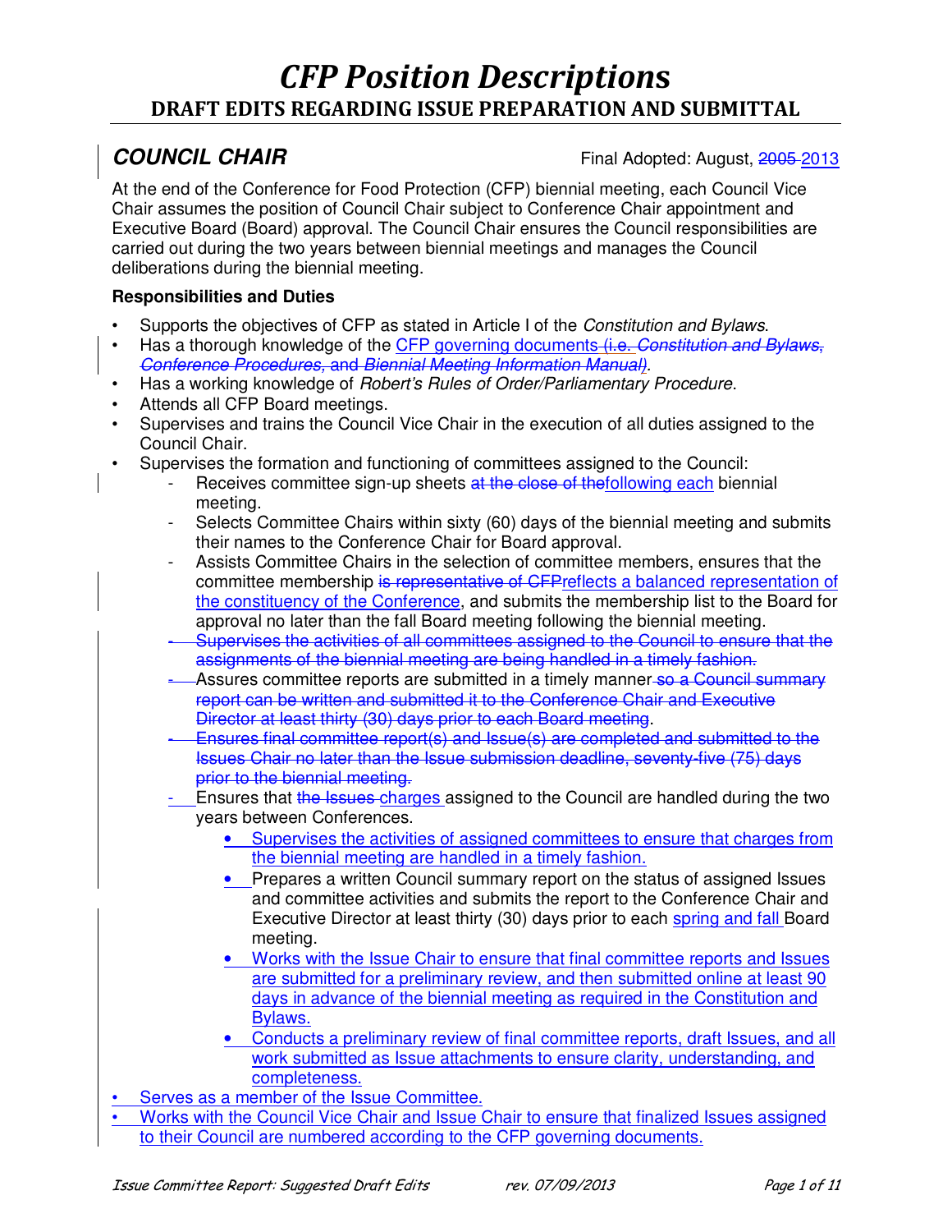# *CFP Position Descriptions*

## DRAFT EDITS REGARDING ISSUE PREPARATION AND SUBMITTAL

### *COUNCIL CHAIR*

Final Adopted: August, ~~2005~~ 2013

At the end of the Conference for Food Protection (CFP) biennial meeting, each Council Vice Chair assumes the position of Council Chair subject to Conference Chair appointment and Executive Board (Board) approval. The Council Chair ensures the Council responsibilities are carried out during the two years between biennial meetings and manages the Council deliberations during the biennial meeting.

**Responsibilities and Duties**

- Supports the objectives of CFP as stated in Article I of the *Constitution and Bylaws*.
- Has a thorough knowledge of the CFP governing documents ~~(i.e. *Constitution and Bylaws*, *Conference Procedures*, and *Biennial Meeting Information Manual*)~~.
- Has a working knowledge of *Robert's Rules of Order/Parliamentary Procedure*.
- Attends all CFP Board meetings.
- Supervises and trains the Council Vice Chair in the execution of all duties assigned to the Council Chair.
- Supervises the formation and functioning of committees assigned to the Council:
  - Receives committee sign-up sheets ~~at the close of the~~following each biennial meeting.
  - Selects Committee Chairs within sixty (60) days of the biennial meeting and submits their names to the Conference Chair for Board approval.
  - Assists Committee Chairs in the selection of committee members, ensures that the committee membership ~~is representative of CFP~~reflects a balanced representation of the constituency of the Conference, and submits the membership list to the Board for approval no later than the fall Board meeting following the biennial meeting.
  - ~~Supervises the activities of all committees assigned to the Council to ensure that the assignments of the biennial meeting are being handled in a timely fashion.~~
  - Assures committee reports are submitted in a timely manner ~~so a Council summary report can be written and submitted it to the Conference Chair and Executive Director at least thirty (30) days prior to each Board meeting~~.
  - ~~Ensures final committee report(s) and Issue(s) are completed and submitted to the Issues Chair no later than the Issue submission deadline, seventy-five (75) days prior to the biennial meeting.~~
  - Ensures that ~~the Issues~~ charges assigned to the Council are handled during the two years between Conferences.
    - Supervises the activities of assigned committees to ensure that charges from the biennial meeting are handled in a timely fashion.
    - Prepares a written Council summary report on the status of assigned Issues and committee activities and submits the report to the Conference Chair and Executive Director at least thirty (30) days prior to each spring and fall Board meeting.
    - Works with the Issue Chair to ensure that final committee reports and Issues are submitted for a preliminary review, and then submitted online at least 90 days in advance of the biennial meeting as required in the Constitution and Bylaws.
    - Conducts a preliminary review of final committee reports, draft Issues, and all work submitted as Issue attachments to ensure clarity, understanding, and completeness.
- Serves as a member of the Issue Committee.
- Works with the Council Vice Chair and Issue Chair to ensure that finalized Issues assigned to their Council are numbered according to the CFP governing documents.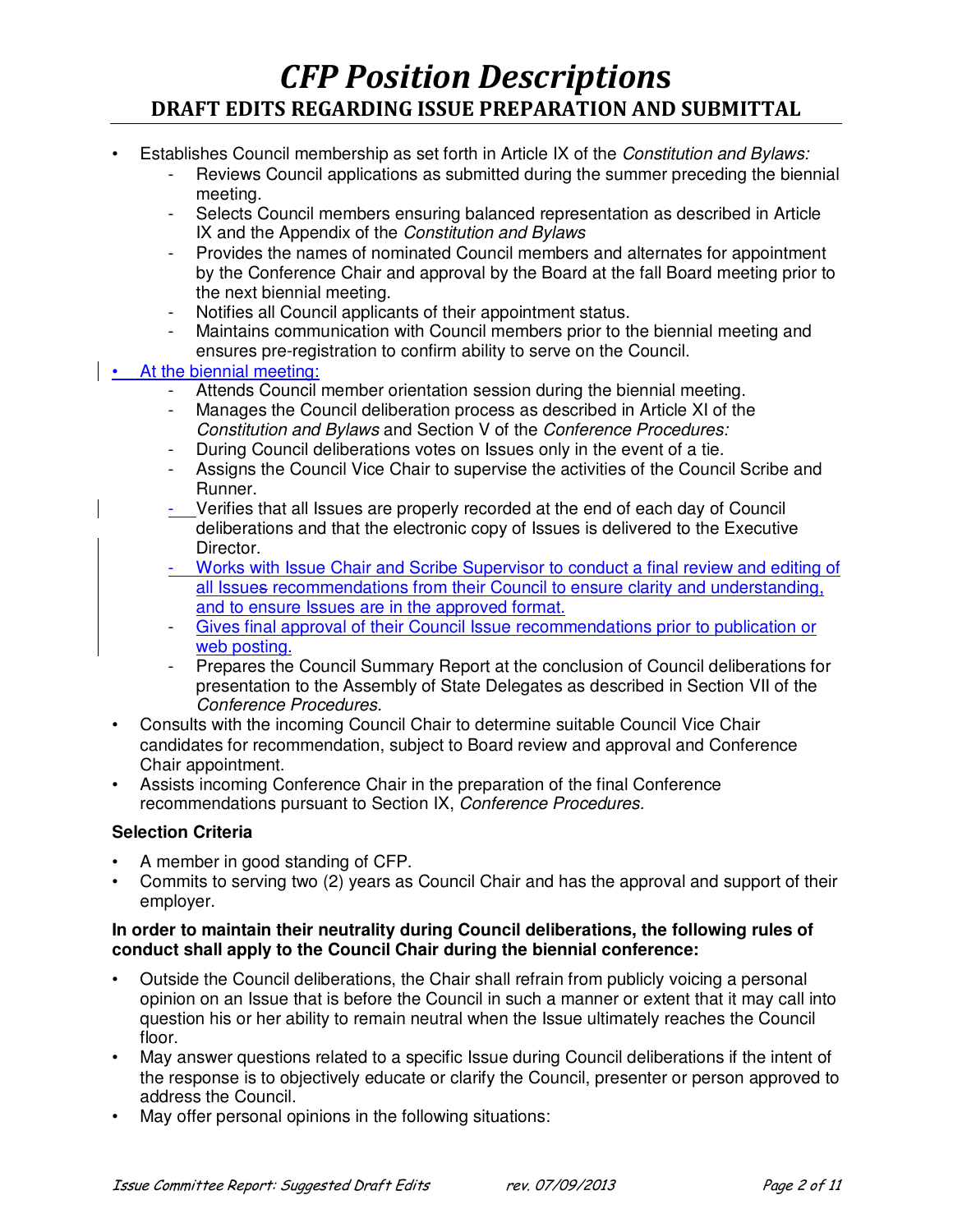- Establishes Council membership as set forth in Article IX of the *Constitution and Bylaws:*
    - Reviews Council applications as submitted during the summer preceding the biennial meeting.
    - Selects Council members ensuring balanced representation as described in Article IX and the Appendix of the *Constitution and Bylaws*
    - Provides the names of nominated Council members and alternates for appointment by the Conference Chair and approval by the Board at the fall Board meeting prior to the next biennial meeting.
    - Notifies all Council applicants of their appointment status.
    - Maintains communication with Council members prior to the biennial meeting and ensures pre-registration to confirm ability to serve on the Council.
- At the biennial meeting:
    - Attends Council member orientation session during the biennial meeting.
    - Manages the Council deliberation process as described in Article XI of the *Constitution and Bylaws* and Section V of the *Conference Procedures:*
    - During Council deliberations votes on Issues only in the event of a tie.
    - Assigns the Council Vice Chair to supervise the activities of the Council Scribe and Runner.
    - Verifies that all Issues are properly recorded at the end of each day of Council deliberations and that the electronic copy of Issues is delivered to the Executive Director.
    - Works with Issue Chair and Scribe Supervisor to conduct a final review and editing of all ~~Issues~~ recommendations from their Council to ensure clarity and understanding, and to ensure Issues are in the approved format.
    - Gives final approval of their Council Issue recommendations prior to publication or web posting.
    - Prepares the Council Summary Report at the conclusion of Council deliberations for presentation to the Assembly of State Delegates as described in Section VII of the *Conference Procedures.*
- Consults with the incoming Council Chair to determine suitable Council Vice Chair candidates for recommendation, subject to Board review and approval and Conference Chair appointment.
- Assists incoming Conference Chair in the preparation of the final Conference recommendations pursuant to Section IX, *Conference Procedures.*

**Selection Criteria**

- A member in good standing of CFP.
- Commits to serving two (2) years as Council Chair and has the approval and support of their employer.

**In order to maintain their neutrality during Council deliberations, the following rules of conduct shall apply to the Council Chair during the biennial conference:**

- Outside the Council deliberations, the Chair shall refrain from publicly voicing a personal opinion on an Issue that is before the Council in such a manner or extent that it may call into question his or her ability to remain neutral when the Issue ultimately reaches the Council floor.
- May answer questions related to a specific Issue during Council deliberations if the intent of the response is to objectively educate or clarify the Council, presenter or person approved to address the Council.
- May offer personal opinions in the following situations: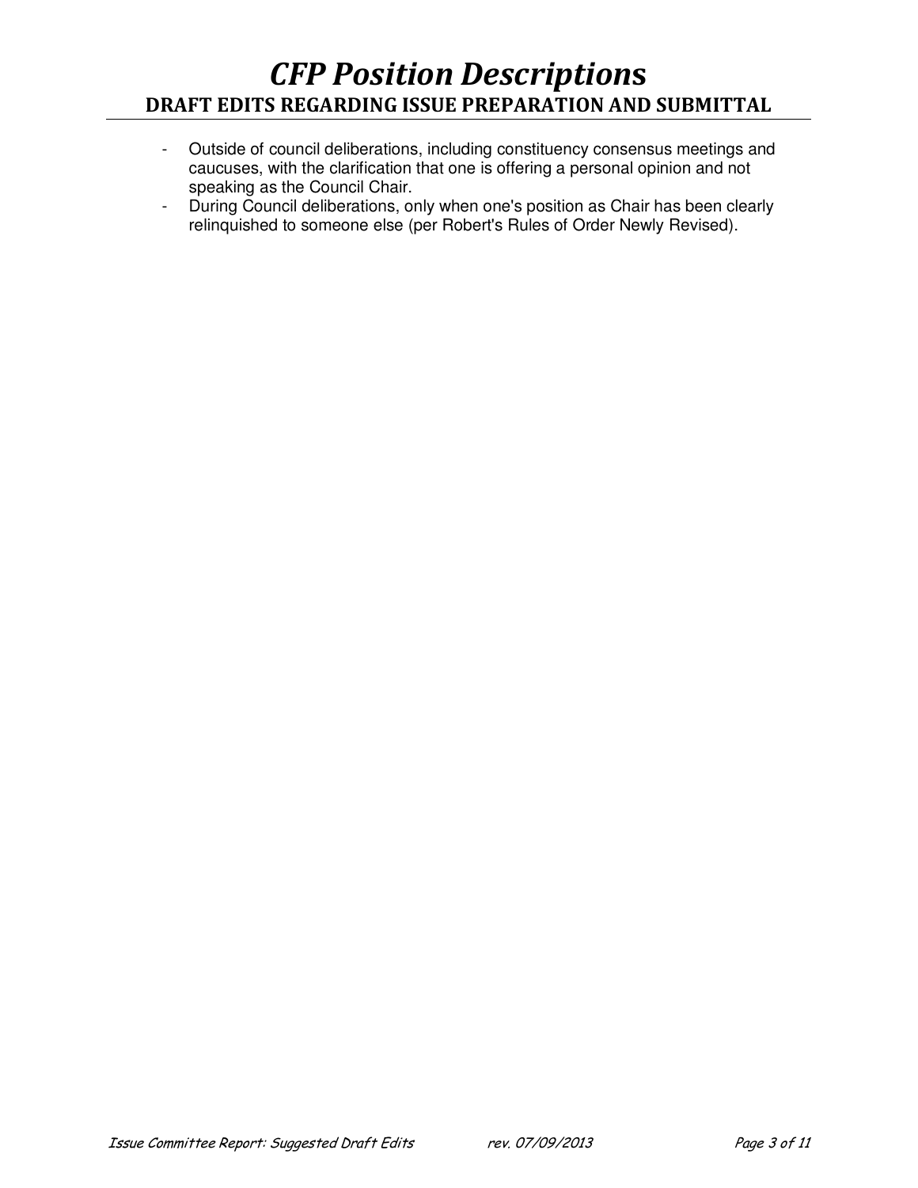- Outside of council deliberations, including constituency consensus meetings and caucuses, with the clarification that one is offering a personal opinion and not speaking as the Council Chair.
- During Council deliberations, only when one's position as Chair has been clearly relinquished to someone else (per Robert's Rules of Order Newly Revised).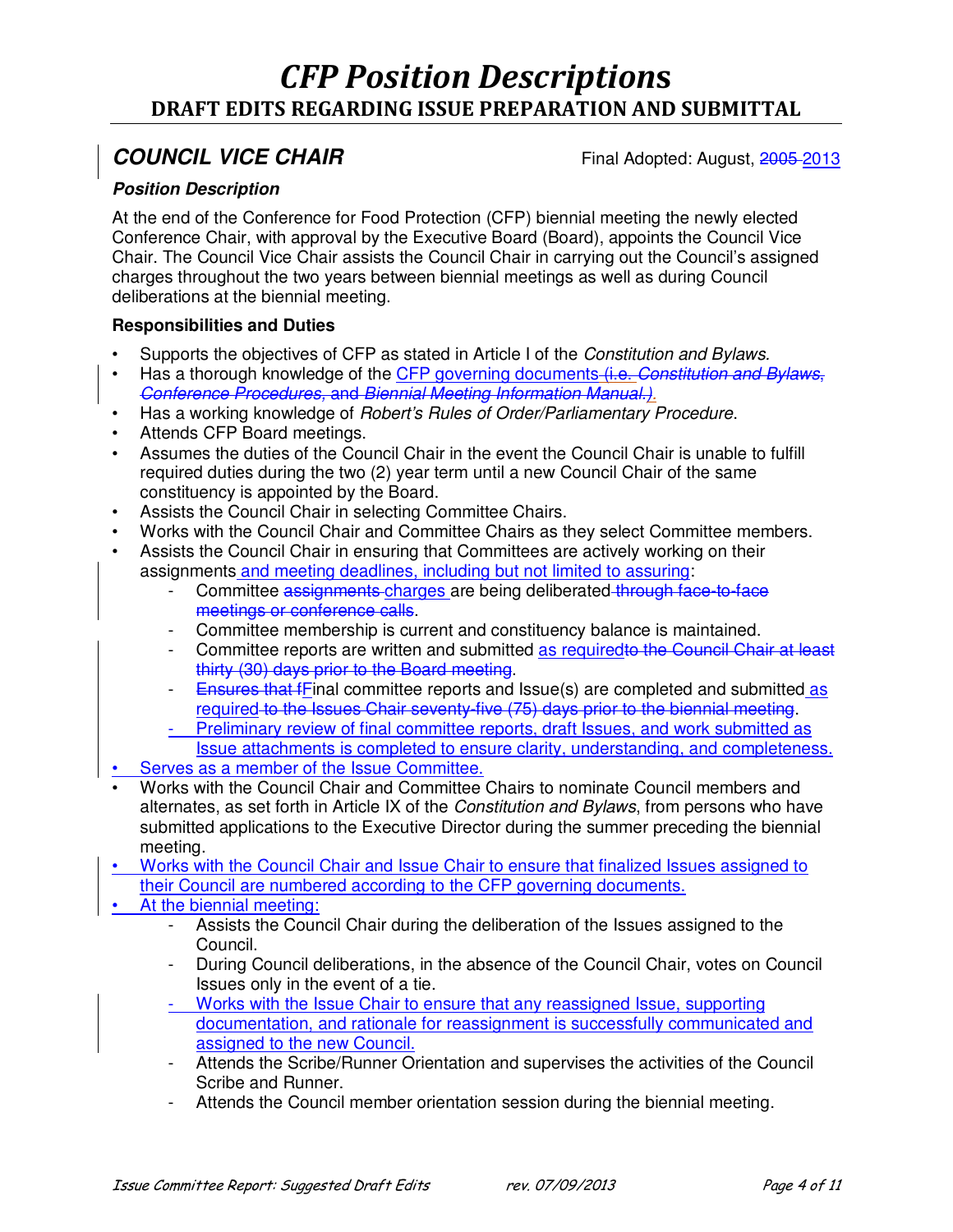# CFP Position Descriptions

## DRAFT EDITS REGARDING ISSUE PREPARATION AND SUBMITTAL

## *COUNCIL VICE CHAIR*

Final Adopted: August, ~~2005~~ 2013

### *Position Description*

At the end of the Conference for Food Protection (CFP) biennial meeting the newly elected Conference Chair, with approval by the Executive Board (Board), appoints the Council Vice Chair. The Council Vice Chair assists the Council Chair in carrying out the Council's assigned charges throughout the two years between biennial meetings as well as during Council deliberations at the biennial meeting.

**Responsibilities and Duties**

- Supports the objectives of CFP as stated in Article I of the *Constitution and Bylaws.*
- Has a thorough knowledge of the CFP governing documents ~~(i.e. *Constitution and Bylaws*, *Conference Procedures*, and *Biennial Meeting Information Manual*.)~~.
- Has a working knowledge of *Robert's Rules of Order/Parliamentary Procedure.*
- Attends CFP Board meetings.
- Assumes the duties of the Council Chair in the event the Council Chair is unable to fulfill required duties during the two (2) year term until a new Council Chair of the same constituency is appointed by the Board.
- Assists the Council Chair in selecting Committee Chairs.
- Works with the Council Chair and Committee Chairs as they select Committee members.
- Assists the Council Chair in ensuring that Committees are actively working on their assignments and meeting deadlines, including but not limited to assuring:
  - Committee ~~assignments~~ charges are being deliberated ~~through face-to-face meetings or conference calls~~.
  - Committee membership is current and constituency balance is maintained.
  - Committee reports are written and submitted as required ~~to the Council Chair at least thirty (30) days prior to the Board meeting~~.
  - ~~Ensures that f~~Final committee reports and Issue(s) are completed and submitted as required ~~to the Issues Chair seventy-five (75) days prior to the biennial meeting~~.
  - Preliminary review of final committee reports, draft Issues, and work submitted as Issue attachments is completed to ensure clarity, understanding, and completeness.
- Serves as a member of the Issue Committee.
- Works with the Council Chair and Committee Chairs to nominate Council members and alternates, as set forth in Article IX of the *Constitution and Bylaws*, from persons who have submitted applications to the Executive Director during the summer preceding the biennial meeting.
- Works with the Council Chair and Issue Chair to ensure that finalized Issues assigned to their Council are numbered according to the CFP governing documents.
- At the biennial meeting:
  - Assists the Council Chair during the deliberation of the Issues assigned to the Council.
  - During Council deliberations, in the absence of the Council Chair, votes on Council Issues only in the event of a tie.
  - Works with the Issue Chair to ensure that any reassigned Issue, supporting documentation, and rationale for reassignment is successfully communicated and assigned to the new Council.
  - Attends the Scribe/Runner Orientation and supervises the activities of the Council Scribe and Runner.
  - Attends the Council member orientation session during the biennial meeting.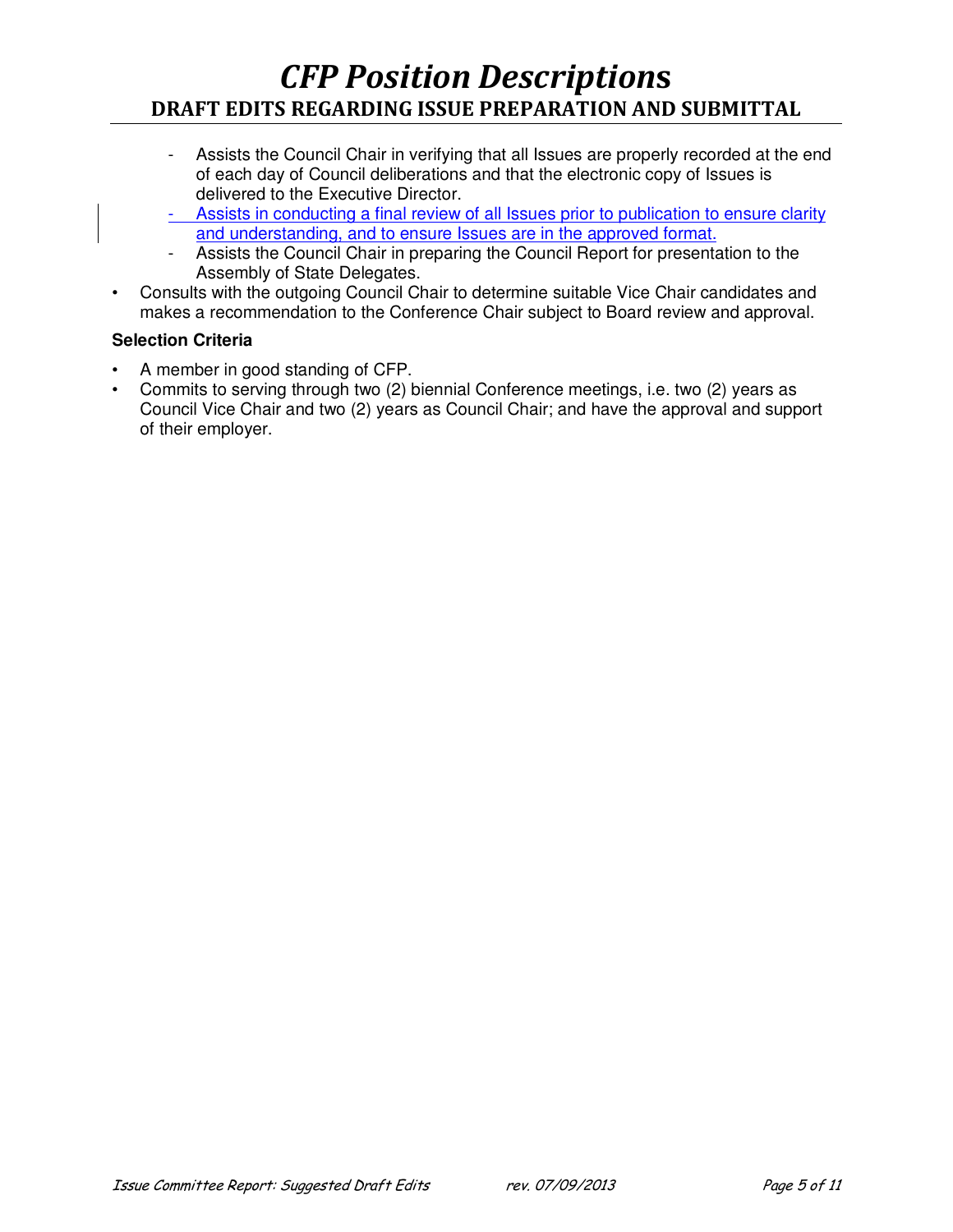- Assists the Council Chair in verifying that all Issues are properly recorded at the end of each day of Council deliberations and that the electronic copy of Issues is delivered to the Executive Director.
- Assists in conducting a final review of all Issues prior to publication to ensure clarity and understanding, and to ensure Issues are in the approved format.
- Assists the Council Chair in preparing the Council Report for presentation to the Assembly of State Delegates.

- Consults with the outgoing Council Chair to determine suitable Vice Chair candidates and makes a recommendation to the Conference Chair subject to Board review and approval.

**Selection Criteria**

- A member in good standing of CFP.
- Commits to serving through two (2) biennial Conference meetings, i.e. two (2) years as Council Vice Chair and two (2) years as Council Chair; and have the approval and support of their employer.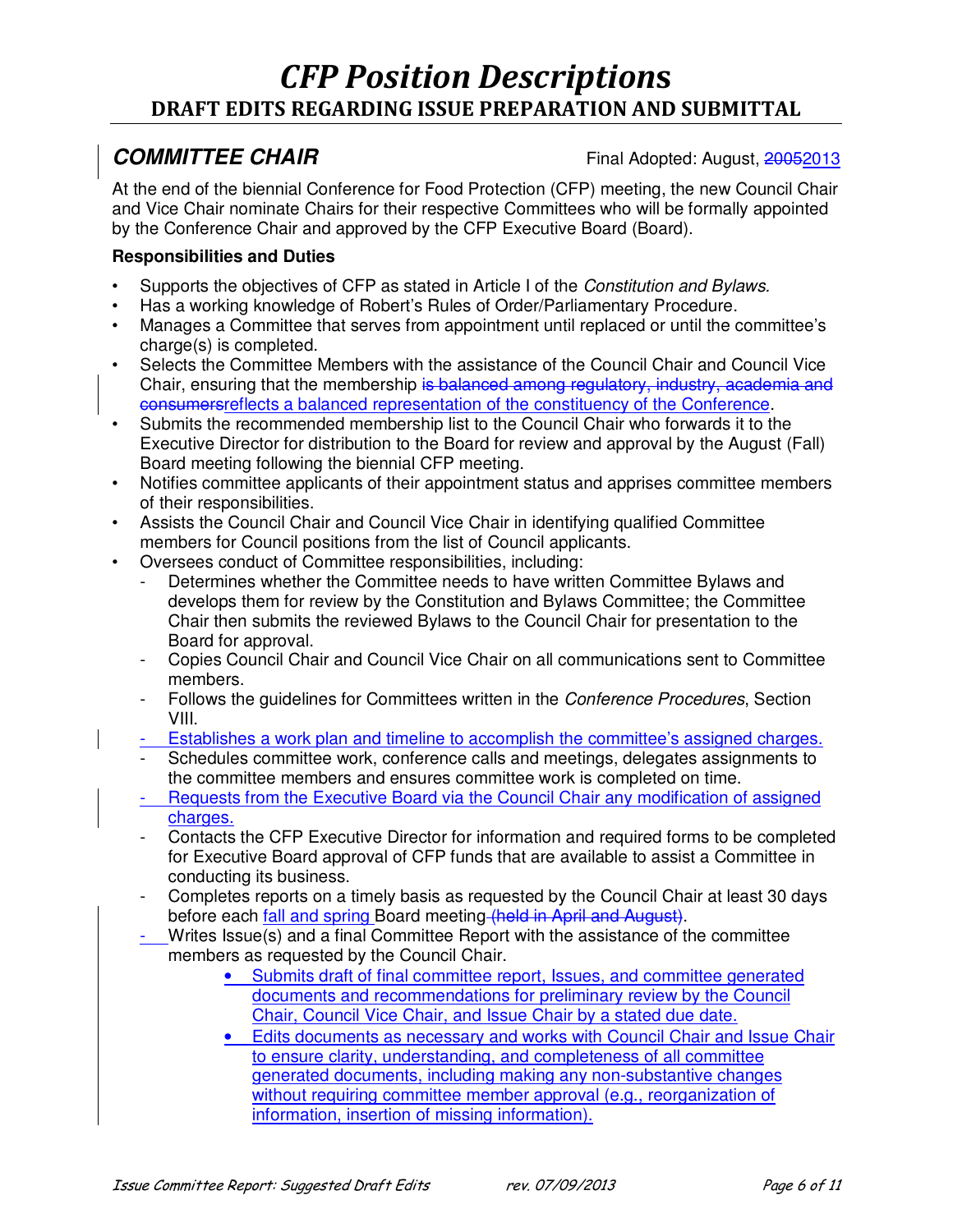# CFP Position Descriptions

## DRAFT EDITS REGARDING ISSUE PREPARATION AND SUBMITTAL

### COMMITTEE CHAIR

Final Adopted: August, ~~2005~~2013

At the end of the biennial Conference for Food Protection (CFP) meeting, the new Council Chair and Vice Chair nominate Chairs for their respective Committees who will be formally appointed by the Conference Chair and approved by the CFP Executive Board (Board).

**Responsibilities and Duties**

- Supports the objectives of CFP as stated in Article I of the *Constitution and Bylaws.*
- Has a working knowledge of Robert's Rules of Order/Parliamentary Procedure.
- Manages a Committee that serves from appointment until replaced or until the committee's charge(s) is completed.
- Selects the Committee Members with the assistance of the Council Chair and Council Vice Chair, ensuring that the membership ~~is balanced among regulatory, industry, academia and consumers~~reflects a balanced representation of the constituency of the Conference.
- Submits the recommended membership list to the Council Chair who forwards it to the Executive Director for distribution to the Board for review and approval by the August (Fall) Board meeting following the biennial CFP meeting.
- Notifies committee applicants of their appointment status and apprises committee members of their responsibilities.
- Assists the Council Chair and Council Vice Chair in identifying qualified Committee members for Council positions from the list of Council applicants.
- Oversees conduct of Committee responsibilities, including:
  - Determines whether the Committee needs to have written Committee Bylaws and develops them for review by the Constitution and Bylaws Committee; the Committee Chair then submits the reviewed Bylaws to the Council Chair for presentation to the Board for approval.
  - Copies Council Chair and Council Vice Chair on all communications sent to Committee members.
  - Follows the guidelines for Committees written in the *Conference Procedures*, Section VIII.
  - Establishes a work plan and timeline to accomplish the committee's assigned charges.
  - Schedules committee work, conference calls and meetings, delegates assignments to the committee members and ensures committee work is completed on time.
  - Requests from the Executive Board via the Council Chair any modification of assigned charges.
  - Contacts the CFP Executive Director for information and required forms to be completed for Executive Board approval of CFP funds that are available to assist a Committee in conducting its business.
  - Completes reports on a timely basis as requested by the Council Chair at least 30 days before each fall and spring Board meeting ~~(held in April and August)~~.
  - Writes Issue(s) and a final Committee Report with the assistance of the committee members as requested by the Council Chair.
    - Submits draft of final committee report, Issues, and committee generated documents and recommendations for preliminary review by the Council Chair, Council Vice Chair, and Issue Chair by a stated due date.
    - Edits documents as necessary and works with Council Chair and Issue Chair to ensure clarity, understanding, and completeness of all committee generated documents, including making any non-substantive changes without requiring committee member approval (e.g., reorganization of information, insertion of missing information).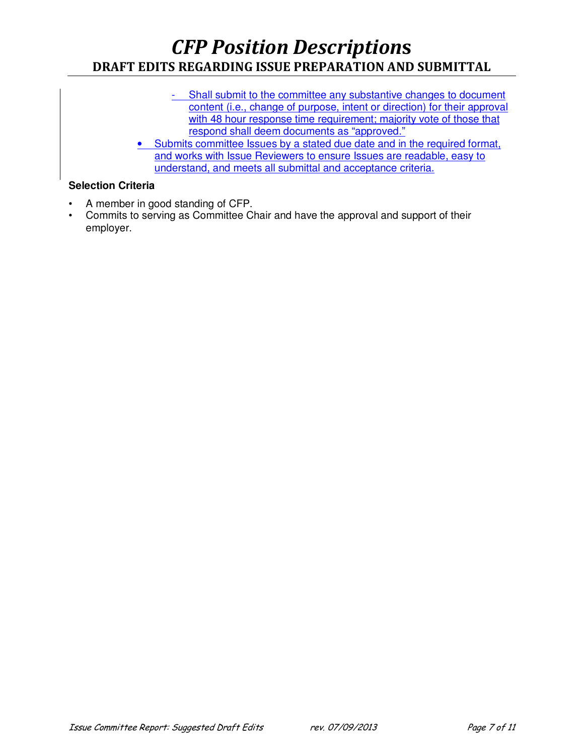- Shall submit to the committee any substantive changes to document content (i.e., change of purpose, intent or direction) for their approval with 48 hour response time requirement; majority vote of those that respond shall deem documents as "approved."
- Submits committee Issues by a stated due date and in the required format, and works with Issue Reviewers to ensure Issues are readable, easy to understand, and meets all submittal and acceptance criteria.

**Selection Criteria**

- A member in good standing of CFP.
- Commits to serving as Committee Chair and have the approval and support of their employer.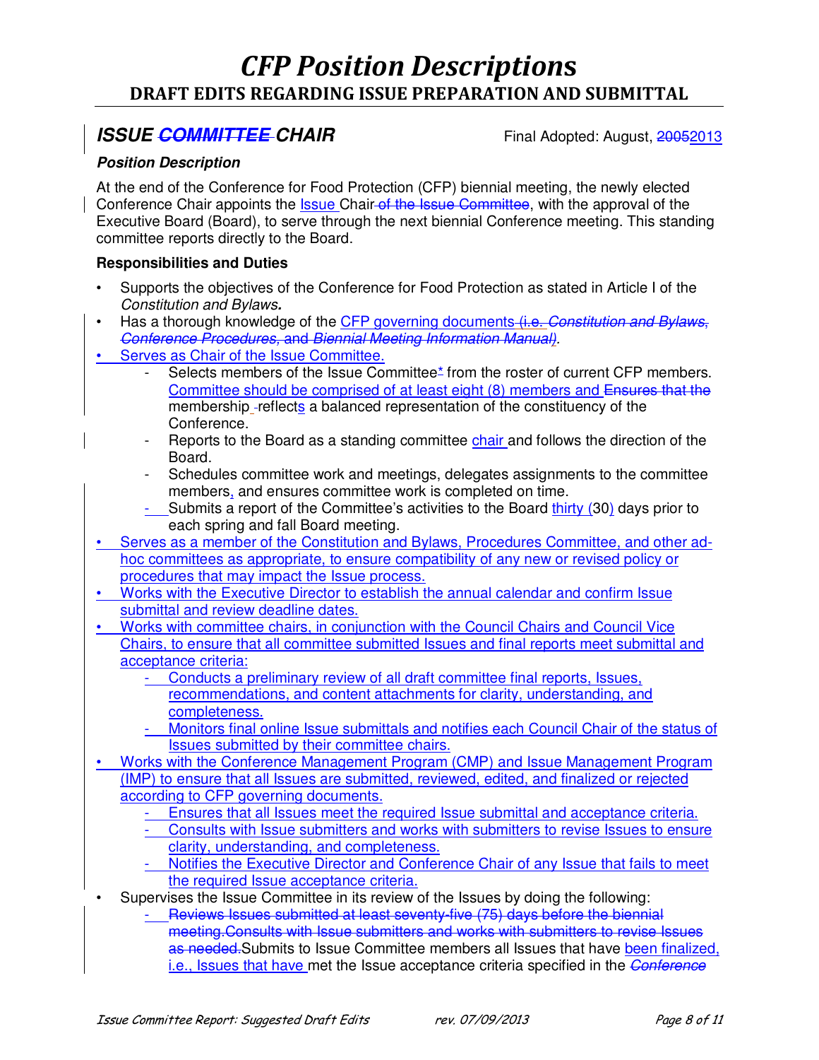# CFP Position Descriptions

## DRAFT EDITS REGARDING ISSUE PREPARATION AND SUBMITTAL

## *ISSUE ~~COMMITTEE~~ CHAIR*

Final Adopted: August, ~~2005~~2013

### *Position Description*

At the end of the Conference for Food Protection (CFP) biennial meeting, the newly elected Conference Chair appoints the Issue Chair ~~of the Issue Committee~~, with the approval of the Executive Board (Board), to serve through the next biennial Conference meeting. This standing committee reports directly to the Board.

**Responsibilities and Duties**

- Supports the objectives of the Conference for Food Protection as stated in Article I of the *Constitution and Bylaws***.**
- Has a thorough knowledge of the CFP governing documents ~~(i.e. *Constitution and Bylaws*, *Conference Procedures*, and *Biennial Meeting Information Manual*)~~.
- Serves as Chair of the Issue Committee.
  - Selects members of the Issue Committee* from the roster of current CFP members. Committee should be comprised of at least eight (8) members and ~~Ensures that the~~ membership ~~-~~reflects a balanced representation of the constituency of the Conference.
  - Reports to the Board as a standing committee chair and follows the direction of the Board.
  - Schedules committee work and meetings, delegates assignments to the committee members, and ensures committee work is completed on time.
  - Submits a report of the Committee's activities to the Board thirty (30) days prior to each spring and fall Board meeting.
- Serves as a member of the Constitution and Bylaws, Procedures Committee, and other ad-hoc committees as appropriate, to ensure compatibility of any new or revised policy or procedures that may impact the Issue process.
- Works with the Executive Director to establish the annual calendar and confirm Issue submittal and review deadline dates.
- Works with committee chairs, in conjunction with the Council Chairs and Council Vice Chairs, to ensure that all committee submitted Issues and final reports meet submittal and acceptance criteria:
  - Conducts a preliminary review of all draft committee final reports, Issues, recommendations, and content attachments for clarity, understanding, and completeness.
  - Monitors final online Issue submittals and notifies each Council Chair of the status of Issues submitted by their committee chairs.
- Works with the Conference Management Program (CMP) and Issue Management Program (IMP) to ensure that all Issues are submitted, reviewed, edited, and finalized or rejected according to CFP governing documents.
  - Ensures that all Issues meet the required Issue submittal and acceptance criteria.
  - Consults with Issue submitters and works with submitters to revise Issues to ensure clarity, understanding, and completeness.
  - Notifies the Executive Director and Conference Chair of any Issue that fails to meet the required Issue acceptance criteria.
- Supervises the Issue Committee in its review of the Issues by doing the following:
  - ~~Reviews Issues submitted at least seventy-five (75) days before the biennial meeting.Consults with Issue submitters and works with submitters to revise Issues as needed.~~Submits to Issue Committee members all Issues that have been finalized, i.e., Issues that have met the Issue acceptance criteria specified in the ~~*Conference*~~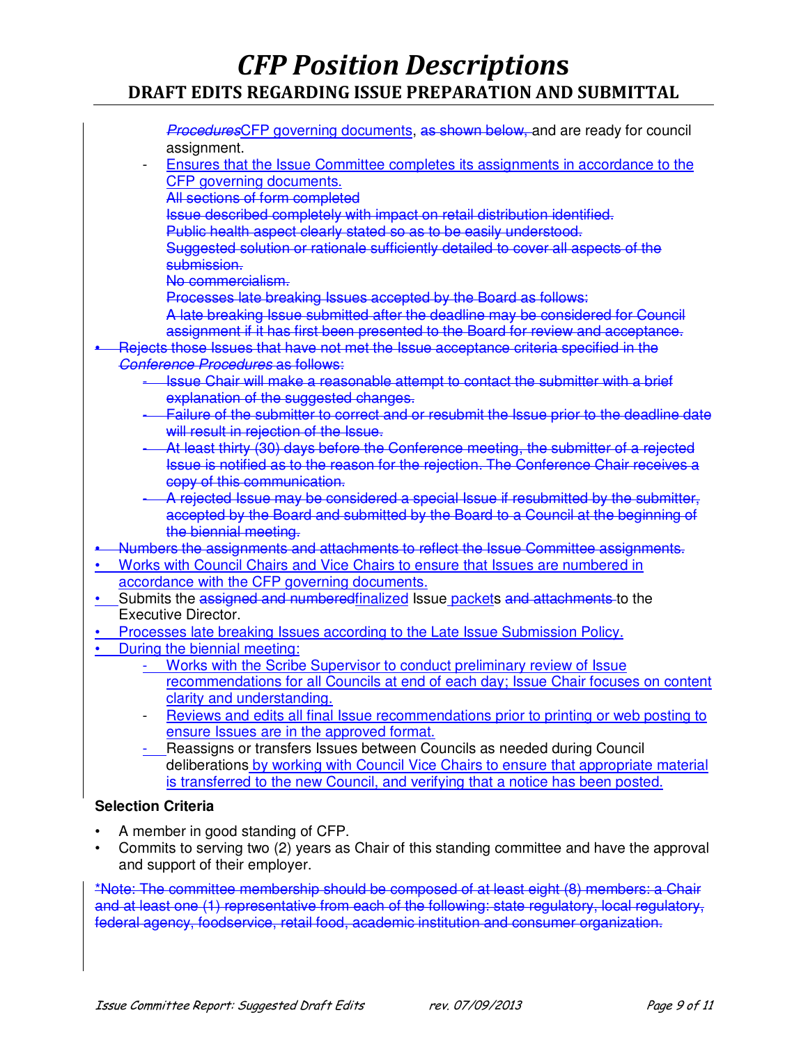*Procedures*CFP governing documents, as shown below, and are ready for council assignment.

- Ensures that the Issue Committee completes its assignments in accordance to the CFP governing documents.

  All sections of form completed

  Issue described completely with impact on retail distribution identified.

  Public health aspect clearly stated so as to be easily understood.

  Suggested solution or rationale sufficiently detailed to cover all aspects of the submission.

  No commercialism.

  Processes late breaking Issues accepted by the Board as follows:

  A late breaking Issue submitted after the deadline may be considered for Council assignment if it has first been presented to the Board for review and acceptance.

- Rejects those Issues that have not met the Issue acceptance criteria specified in the *Conference Procedures* as follows:
  - Issue Chair will make a reasonable attempt to contact the submitter with a brief explanation of the suggested changes.
  - Failure of the submitter to correct and or resubmit the Issue prior to the deadline date will result in rejection of the Issue.
  - At least thirty (30) days before the Conference meeting, the submitter of a rejected Issue is notified as to the reason for the rejection. The Conference Chair receives a copy of this communication.
  - A rejected Issue may be considered a special Issue if resubmitted by the submitter, accepted by the Board and submitted by the Board to a Council at the beginning of the biennial meeting.
- Numbers the assignments and attachments to reflect the Issue Committee assignments.
- Works with Council Chairs and Vice Chairs to ensure that Issues are numbered in accordance with the CFP governing documents.
- Submits the assigned and numberedfinalized Issue packets and attachments to the Executive Director.
- Processes late breaking Issues according to the Late Issue Submission Policy.
- During the biennial meeting:
  - Works with the Scribe Supervisor to conduct preliminary review of Issue recommendations for all Councils at end of each day; Issue Chair focuses on content clarity and understanding.
  - Reviews and edits all final Issue recommendations prior to printing or web posting to ensure Issues are in the approved format.
  - Reassigns or transfers Issues between Councils as needed during Council deliberations by working with Council Vice Chairs to ensure that appropriate material is transferred to the new Council, and verifying that a notice has been posted.

**Selection Criteria**

- A member in good standing of CFP.
- Commits to serving two (2) years as Chair of this standing committee and have the approval and support of their employer.

*Note: The committee membership should be composed of at least eight (8) members: a Chair and at least one (1) representative from each of the following: state regulatory, local regulatory, federal agency, foodservice, retail food, academic institution and consumer organization.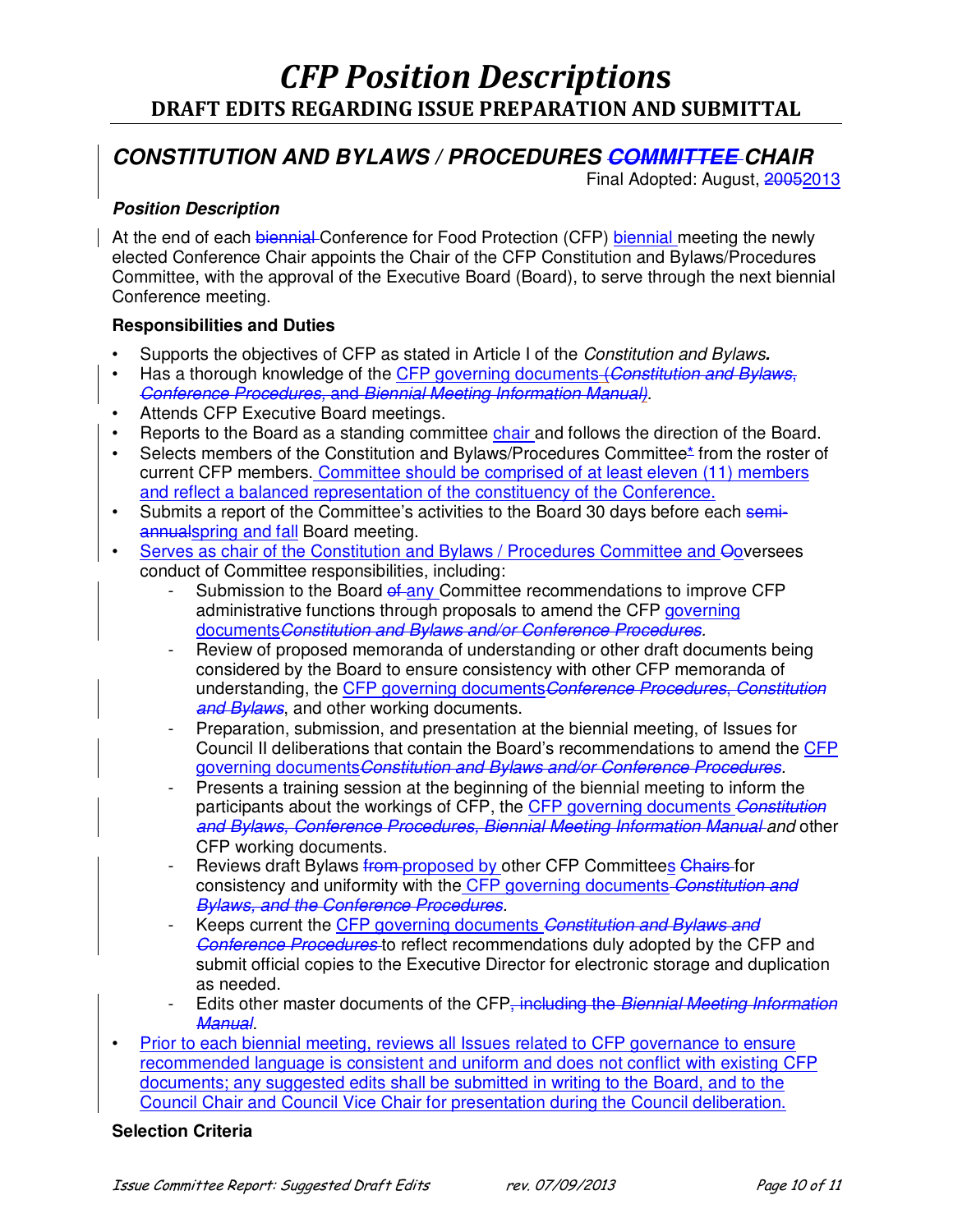# CFP Position Descriptions

## DRAFT EDITS REGARDING ISSUE PREPARATION AND SUBMITTAL

## CONSTITUTION AND BYLAWS / PROCEDURES ~~COMMITTEE~~ CHAIR

Final Adopted: August, ~~2005~~2013

### Position Description

At the end of each ~~biennial~~ Conference for Food Protection (CFP) biennial meeting the newly elected Conference Chair appoints the Chair of the CFP Constitution and Bylaws/Procedures Committee, with the approval of the Executive Board (Board), to serve through the next biennial Conference meeting.

**Responsibilities and Duties**

- Supports the objectives of CFP as stated in Article I of the *Constitution and Bylaws.*
- Has a thorough knowledge of the CFP governing documents ~~(*Constitution and Bylaws, Conference Procedures,* and *Biennial Meeting Information Manual*)~~.
- Attends CFP Executive Board meetings.
- Reports to the Board as a standing committee chair and follows the direction of the Board.
- Selects members of the Constitution and Bylaws/Procedures Committee* from the roster of current CFP members. Committee should be comprised of at least eleven (11) members and reflect a balanced representation of the constituency of the Conference.
- Submits a report of the Committee's activities to the Board 30 days before each ~~semi-annual~~spring and fall Board meeting.
- Serves as chair of the Constitution and Bylaws / Procedures Committee and ~~O~~oversees conduct of Committee responsibilities, including:
  - Submission to the Board ~~of~~ any Committee recommendations to improve CFP administrative functions through proposals to amend the CFP governing documents~~*Constitution and Bylaws and/or Conference Procedures*~~.
  - Review of proposed memoranda of understanding or other draft documents being considered by the Board to ensure consistency with other CFP memoranda of understanding, the CFP governing documents~~*Conference Procedures, Constitution and Bylaws*~~, and other working documents.
  - Preparation, submission, and presentation at the biennial meeting, of Issues for Council II deliberations that contain the Board's recommendations to amend the CFP governing documents~~*Constitution and Bylaws and/or Conference Procedures*~~.
  - Presents a training session at the beginning of the biennial meeting to inform the participants about the workings of CFP, the CFP governing documents ~~*Constitution and Bylaws, Conference Procedures, Biennial Meeting Information Manual*~~ and other CFP working documents.
  - Reviews draft Bylaws ~~from~~ proposed by other CFP Committees ~~Chairs~~ for consistency and uniformity with the CFP governing documents ~~*Constitution and Bylaws, and the Conference Procedures*~~.
  - Keeps current the CFP governing documents ~~*Constitution and Bylaws and Conference Procedures*~~ to reflect recommendations duly adopted by the CFP and submit official copies to the Executive Director for electronic storage and duplication as needed.
  - Edits other master documents of the CFP~~, including the *Biennial Meeting Information Manual*~~.
- Prior to each biennial meeting, reviews all Issues related to CFP governance to ensure recommended language is consistent and uniform and does not conflict with existing CFP documents; any suggested edits shall be submitted in writing to the Board, and to the Council Chair and Council Vice Chair for presentation during the Council deliberation.

**Selection Criteria**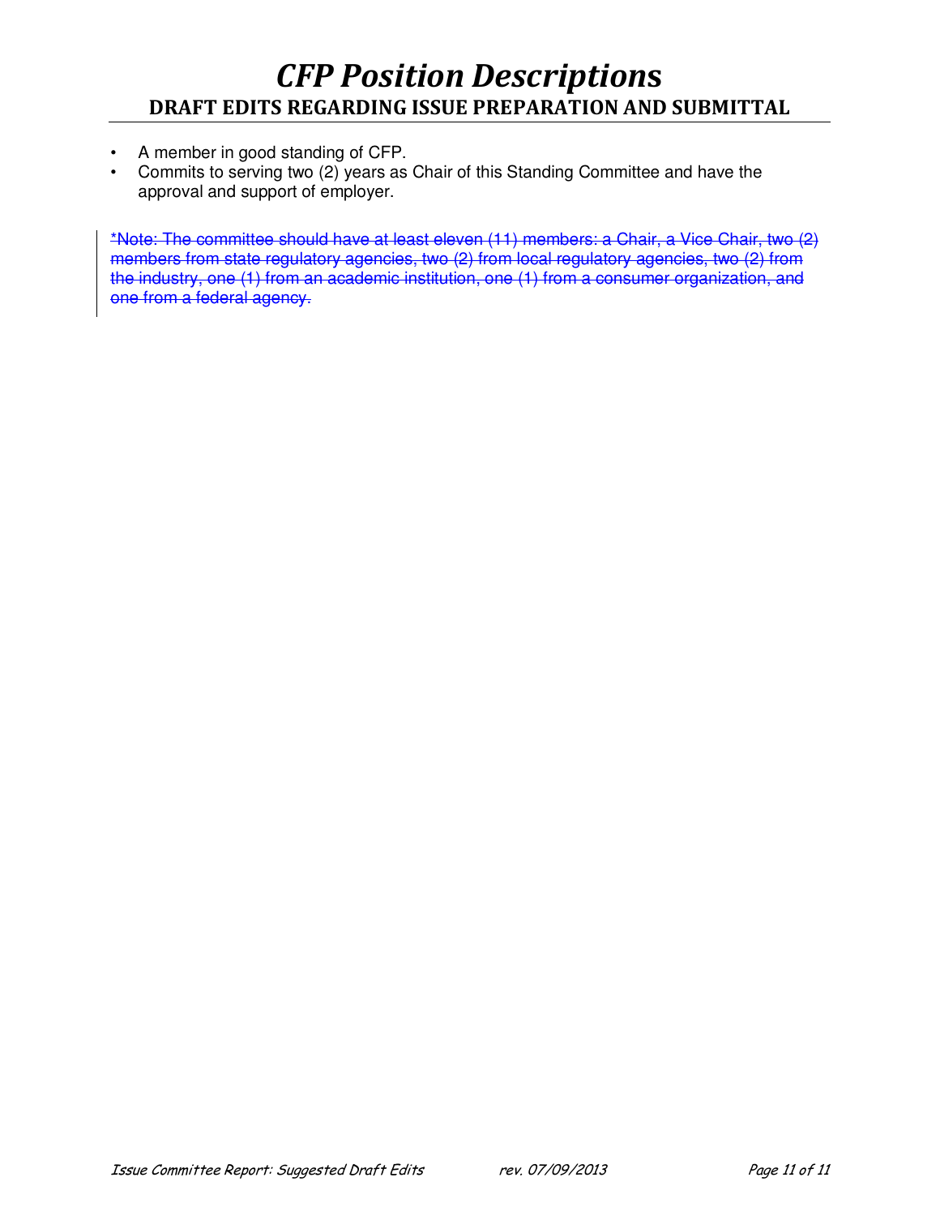- A member in good standing of CFP.
- Commits to serving two (2) years as Chair of this Standing Committee and have the approval and support of employer.

~~*Note: The committee should have at least eleven (11) members: a Chair, a Vice Chair, two (2) members from state regulatory agencies, two (2) from local regulatory agencies, two (2) from the industry, one (1) from an academic institution, one (1) from a consumer organization, and one from a federal agency.~~